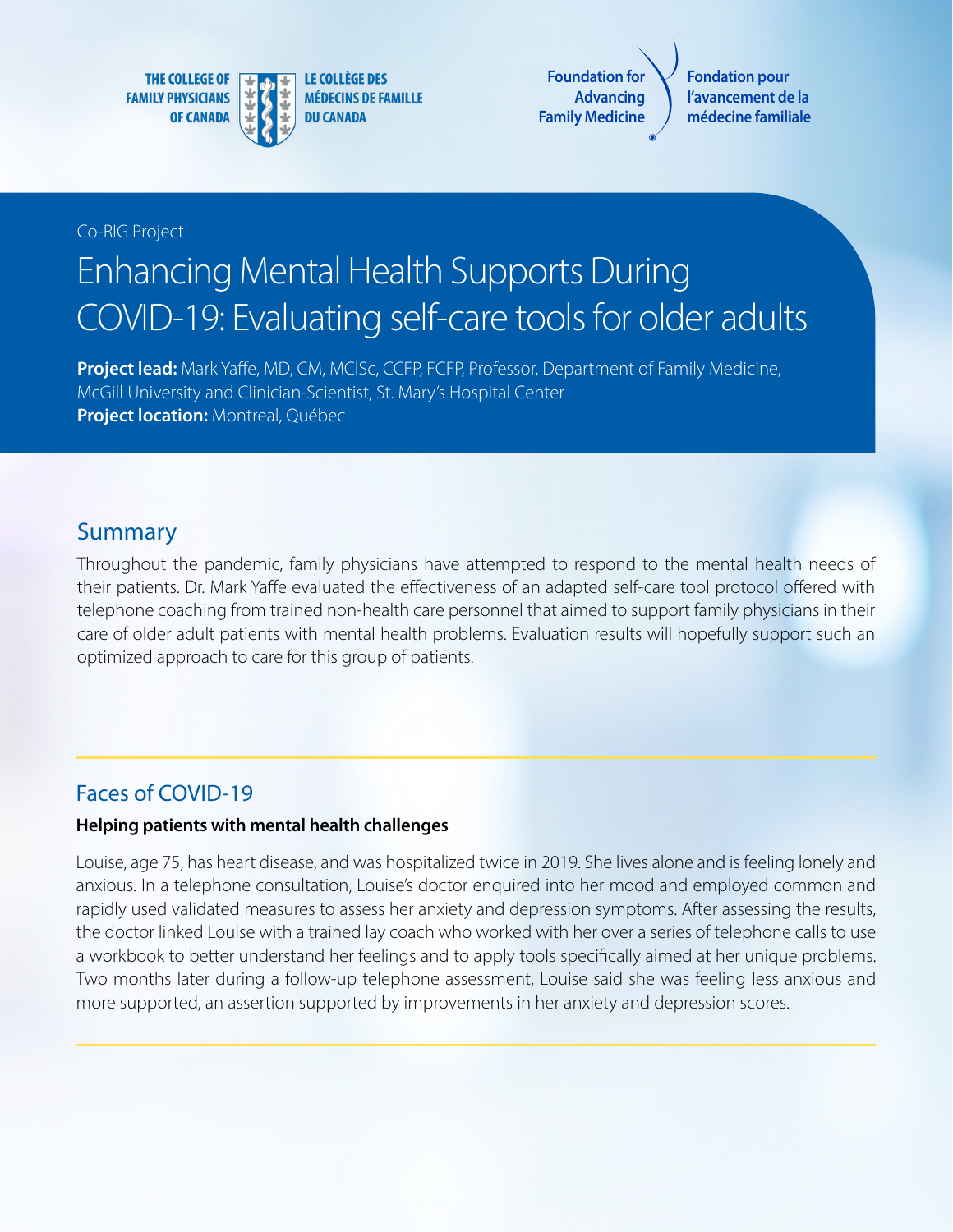THE COLLEGE OF FAMILY PHYSICIANS OF CANADA | LE COLLÈGE DES MÉDECINS DE FAMILLE DU CANADA

Foundation for Advancing Family Medicine | Fondation pour l'avancement de la médecine familiale

Co-RIG Project

# Enhancing Mental Health Supports During COVID-19: Evaluating self-care tools for older adults

**Project lead:** Mark Yaffe, MD, CM, MClSc, CCFP, FCFP, Professor, Department of Family Medicine, McGill University and Clinician-Scientist, St. Mary's Hospital Center
**Project location:** Montreal, Québec

## Summary

Throughout the pandemic, family physicians have attempted to respond to the mental health needs of their patients. Dr. Mark Yaffe evaluated the effectiveness of an adapted self-care tool protocol offered with telephone coaching from trained non-health care personnel that aimed to support family physicians in their care of older adult patients with mental health problems. Evaluation results will hopefully support such an optimized approach to care for this group of patients.

## Faces of COVID-19

**Helping patients with mental health challenges**

Louise, age 75, has heart disease, and was hospitalized twice in 2019. She lives alone and is feeling lonely and anxious. In a telephone consultation, Louise's doctor enquired into her mood and employed common and rapidly used validated measures to assess her anxiety and depression symptoms. After assessing the results, the doctor linked Louise with a trained lay coach who worked with her over a series of telephone calls to use a workbook to better understand her feelings and to apply tools specifically aimed at her unique problems. Two months later during a follow-up telephone assessment, Louise said she was feeling less anxious and more supported, an assertion supported by improvements in her anxiety and depression scores.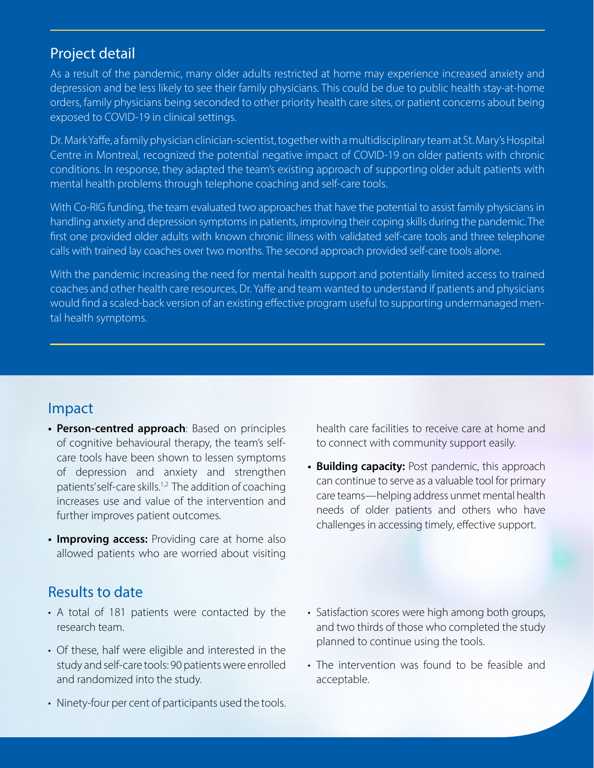## Project detail

As a result of the pandemic, many older adults restricted at home may experience increased anxiety and depression and be less likely to see their family physicians. This could be due to public health stay-at-home orders, family physicians being seconded to other priority health care sites, or patient concerns about being exposed to COVID-19 in clinical settings.

Dr. Mark Yaffe, a family physician clinician-scientist, together with a multidisciplinary team at St. Mary's Hospital Centre in Montreal, recognized the potential negative impact of COVID-19 on older patients with chronic conditions. In response, they adapted the team's existing approach of supporting older adult patients with mental health problems through telephone coaching and self-care tools.

With Co-RIG funding, the team evaluated two approaches that have the potential to assist family physicians in handling anxiety and depression symptoms in patients, improving their coping skills during the pandemic. The first one provided older adults with known chronic illness with validated self-care tools and three telephone calls with trained lay coaches over two months. The second approach provided self-care tools alone.

With the pandemic increasing the need for mental health support and potentially limited access to trained coaches and other health care resources, Dr. Yaffe and team wanted to understand if patients and physicians would find a scaled-back version of an existing effective program useful to supporting undermanaged mental health symptoms.

## Impact

- **Person-centred approach**: Based on principles of cognitive behavioural therapy, the team's self-care tools have been shown to lessen symptoms of depression and anxiety and strengthen patients' self-care skills.[1,2] The addition of coaching increases use and value of the intervention and further improves patient outcomes.
- **Improving access:** Providing care at home also allowed patients who are worried about visiting health care facilities to receive care at home and to connect with community support easily.
- **Building capacity:** Post pandemic, this approach can continue to serve as a valuable tool for primary care teams—helping address unmet mental health needs of older patients and others who have challenges in accessing timely, effective support.

## Results to date

- A total of 181 patients were contacted by the research team.
- Of these, half were eligible and interested in the study and self-care tools: 90 patients were enrolled and randomized into the study.
- Ninety-four per cent of participants used the tools.
- Satisfaction scores were high among both groups, and two thirds of those who completed the study planned to continue using the tools.
- The intervention was found to be feasible and acceptable.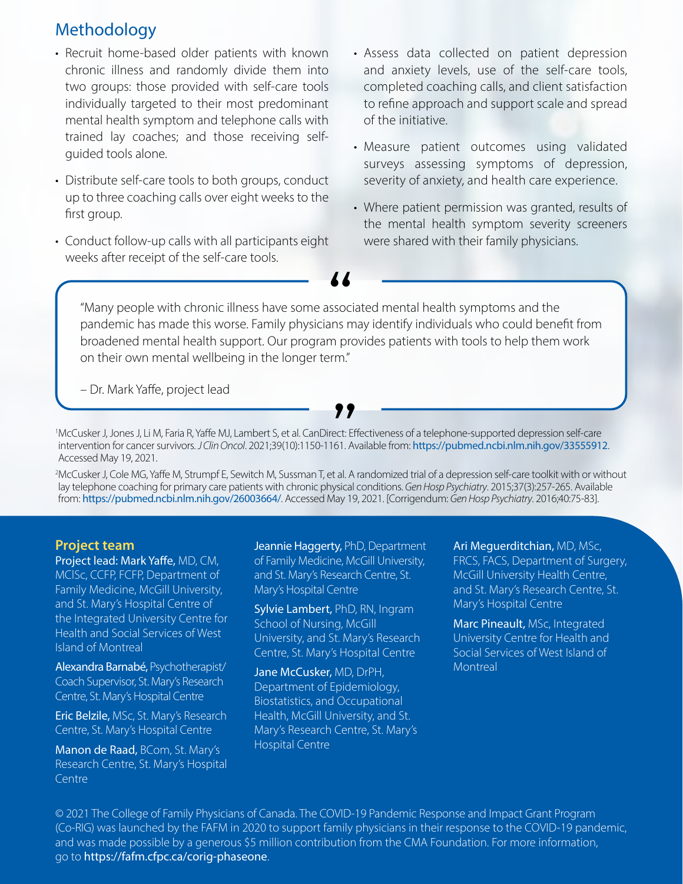## Methodology

- Recruit home-based older patients with known chronic illness and randomly divide them into two groups: those provided with self-care tools individually targeted to their most predominant mental health symptom and telephone calls with trained lay coaches; and those receiving self-guided tools alone.
- Distribute self-care tools to both groups, conduct up to three coaching calls over eight weeks to the first group.
- Conduct follow-up calls with all participants eight weeks after receipt of the self-care tools.
- Assess data collected on patient depression and anxiety levels, use of the self-care tools, completed coaching calls, and client satisfaction to refine approach and support scale and spread of the initiative.
- Measure patient outcomes using validated surveys assessing symptoms of depression, severity of anxiety, and health care experience.
- Where patient permission was granted, results of the mental health symptom severity screeners were shared with their family physicians.

> "Many people with chronic illness have some associated mental health symptoms and the pandemic has made this worse. Family physicians may identify individuals who could benefit from broadened mental health support. Our program provides patients with tools to help them work on their own mental wellbeing in the longer term."
>
> – Dr. Mark Yaffe, project lead

[1]McCusker J, Jones J, Li M, Faria R, Yaffe MJ, Lambert S, et al. CanDirect: Effectiveness of a telephone-supported depression self-care intervention for cancer survivors. *J Clin Oncol*. 2021;39(10):1150-1161. Available from: https://pubmed.ncbi.nlm.nih.gov/33555912. Accessed May 19, 2021.

[2]McCusker J, Cole MG, Yaffe M, Strumpf E, Sewitch M, Sussman T, et al. A randomized trial of a depression self-care toolkit with or without lay telephone coaching for primary care patients with chronic physical conditions. *Gen Hosp Psychiatry*. 2015;37(3):257-265. Available from: https://pubmed.ncbi.nlm.nih.gov/26003664/. Accessed May 19, 2021. [Corrigendum: *Gen Hosp Psychiatry*. 2016;40:75-83].

## Project team

**Project lead: Mark Yaffe,** MD, CM, MClSc, CCFP, FCFP, Department of Family Medicine, McGill University, and St. Mary's Hospital Centre of the Integrated University Centre for Health and Social Services of West Island of Montreal

**Alexandra Barnabé,** Psychotherapist/Coach Supervisor, St. Mary's Research Centre, St. Mary's Hospital Centre

**Eric Belzile,** MSc, St. Mary's Research Centre, St. Mary's Hospital Centre

**Manon de Raad,** BCom, St. Mary's Research Centre, St. Mary's Hospital Centre

**Jeannie Haggerty,** PhD, Department of Family Medicine, McGill University, and St. Mary's Research Centre, St. Mary's Hospital Centre

**Sylvie Lambert,** PhD, RN, Ingram School of Nursing, McGill University, and St. Mary's Research Centre, St. Mary's Hospital Centre

**Jane McCusker,** MD, DrPH, Department of Epidemiology, Biostatistics, and Occupational Health, McGill University, and St. Mary's Research Centre, St. Mary's Hospital Centre

**Ari Meguerditchian,** MD, MSc, FRCS, FACS, Department of Surgery, McGill University Health Centre, and St. Mary's Research Centre, St. Mary's Hospital Centre

**Marc Pineault,** MSc, Integrated University Centre for Health and Social Services of West Island of Montreal

© 2021 The College of Family Physicians of Canada. The COVID-19 Pandemic Response and Impact Grant Program (Co-RIG) was launched by the FAFM in 2020 to support family physicians in their response to the COVID-19 pandemic, and was made possible by a generous $5 million contribution from the CMA Foundation. For more information, go to https://fafm.cfpc.ca/corig-phaseone.